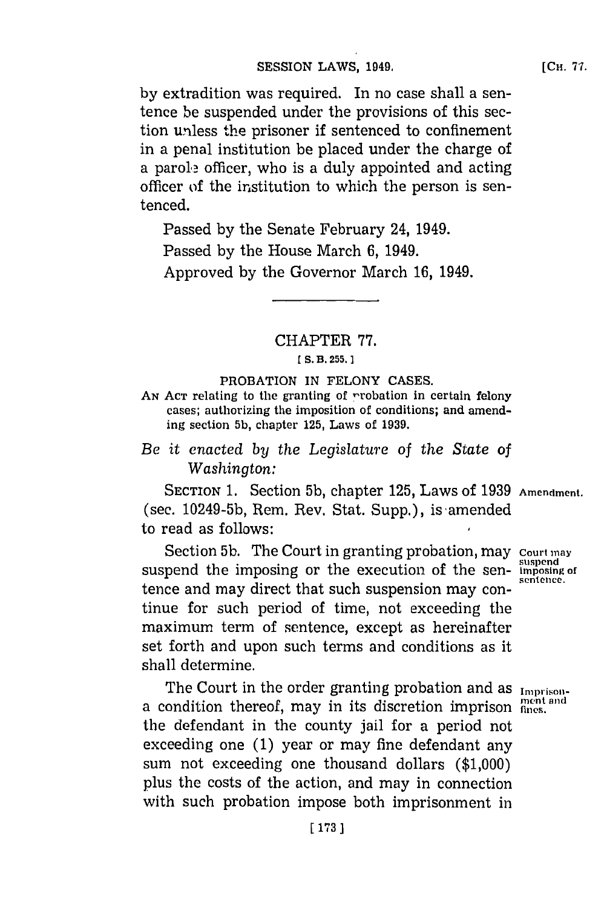by extradition was required. In no case shall a sentence be suspended under the provisions of this section unless the prisoner if sentenced to confinement in a penal institution be placed under the charge of a parole officer, who is a duly appointed and acting officer of the institution to which the person is sentenced.

Passed by the Senate February 24, 1949.

Passed by the House March 6, 1949.

Approved by the Governor March 16, 1949.

---

## CHAPTER 77.

[ S. B. 255. ]

### PROBATION IN FELONY CASES.

AN ACT relating to the granting of probation in certain felony cases; authorizing the imposition of conditions; and amending section 5b, chapter 125, Laws of 1939.

*Be it enacted by the Legislature of the State of Washington:*

SECTION 1. Section 5b, chapter 125, Laws of 1939 (sec. 10249-5b, Rem. Rev. Stat. Supp.), is amended to read as follows: **Amendment.**

Section 5b. The Court in granting probation, may suspend the imposing or the execution of the sentence and may direct that such suspension may continue for such period of time, not exceeding the maximum term of sentence, except as hereinafter set forth and upon such terms and conditions as it shall determine. **Court may suspend imposing of sentence.**

The Court in the order granting probation and as a condition thereof, may in its discretion imprison the defendant in the county jail for a period not exceeding one (1) year or may fine defendant any sum not exceeding one thousand dollars ($1,000) plus the costs of the action, and may in connection with such probation impose both imprisonment in **Imprisonment and fines.**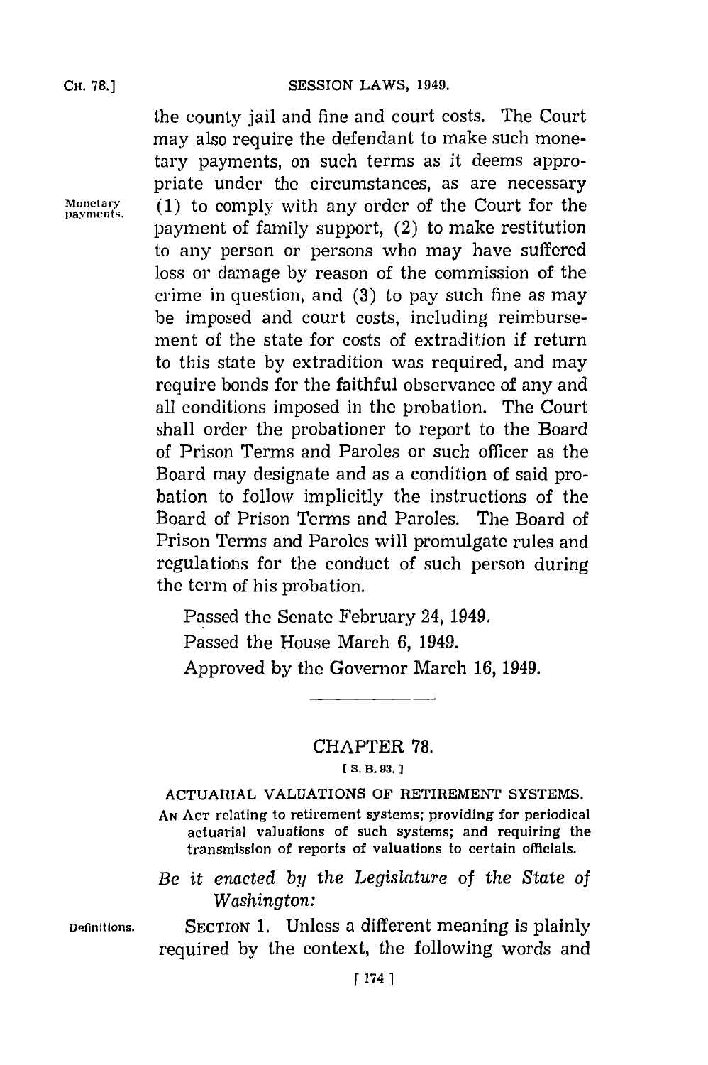the county jail and fine and court costs. The Court may also require the defendant to make such monetary payments, on such terms as it deems appropriate under the circumstances, as are necessary (1) to comply with any order of the Court for the payment of family support, (2) to make restitution to any person or persons who may have suffered loss or damage by reason of the commission of the crime in question, and (3) to pay such fine as may be imposed and court costs, including reimbursement of the state for costs of extradition if return to this state by extradition was required, and may require bonds for the faithful observance of any and all conditions imposed in the probation. The Court shall order the probationer to report to the Board of Prison Terms and Paroles or such officer as the Board may designate and as a condition of said probation to follow implicitly the instructions of the Board of Prison Terms and Paroles. The Board of Prison Terms and Paroles will promulgate rules and regulations for the conduct of such person during the term of his probation.

Monetary payments.

Passed the Senate February 24, 1949.

Passed the House March 6, 1949.

Approved by the Governor March 16, 1949.

---

## CHAPTER 78.

[ S. B. 93. ]

### ACTUARIAL VALUATIONS OF RETIREMENT SYSTEMS.

AN ACT relating to retirement systems; providing for periodical actuarial valuations of such systems; and requiring the transmission of reports of valuations to certain officials.

*Be it enacted by the Legislature of the State of Washington:*

Definitions.

SECTION 1. Unless a different meaning is plainly required by the context, the following words and